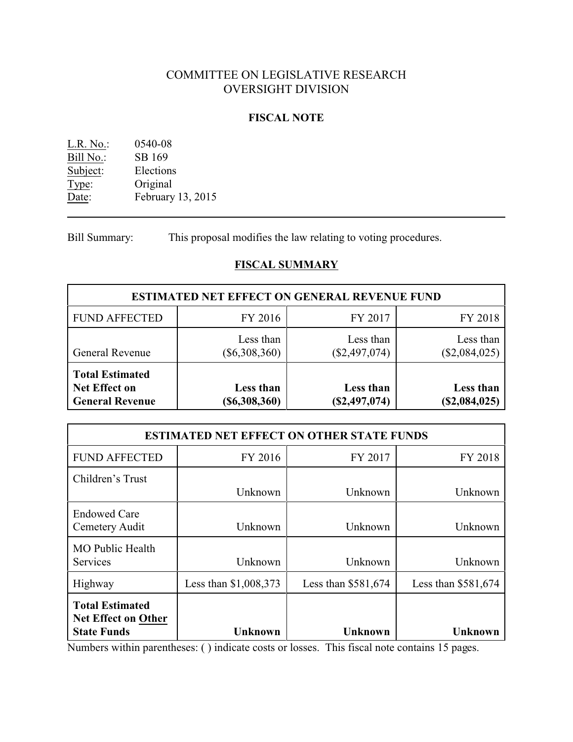# COMMITTEE ON LEGISLATIVE RESEARCH
# OVERSIGHT DIVISION

## FISCAL NOTE

L.R. No.: 0540-08
Bill No.: SB 169
Subject: Elections
Type: Original
Date: February 13, 2015

---

Bill Summary: This proposal modifies the law relating to voting procedures.

## FISCAL SUMMARY

| ESTIMATED NET EFFECT ON GENERAL REVENUE FUND | | | |
|---|---|---|---|
| FUND AFFECTED | FY 2016 | FY 2017 | FY 2018 |
| General Revenue | Less than ($6,308,360) | Less than ($2,497,074) | Less than ($2,084,025) |
| **Total Estimated Net Effect on General Revenue** | **Less than ($6,308,360)** | **Less than ($2,497,074)** | **Less than ($2,084,025)** |

| ESTIMATED NET EFFECT ON OTHER STATE FUNDS | | | |
|---|---|---|---|
| FUND AFFECTED | FY 2016 | FY 2017 | FY 2018 |
| Children's Trust | Unknown | Unknown | Unknown |
| Endowed Care Cemetery Audit | Unknown | Unknown | Unknown |
| MO Public Health Services | Unknown | Unknown | Unknown |
| Highway | Less than $1,008,373 | Less than $581,674 | Less than $581,674 |
| **Total Estimated Net Effect on Other State Funds** | **Unknown** | **Unknown** | **Unknown** |

Numbers within parentheses: ( ) indicate costs or losses. This fiscal note contains 15 pages.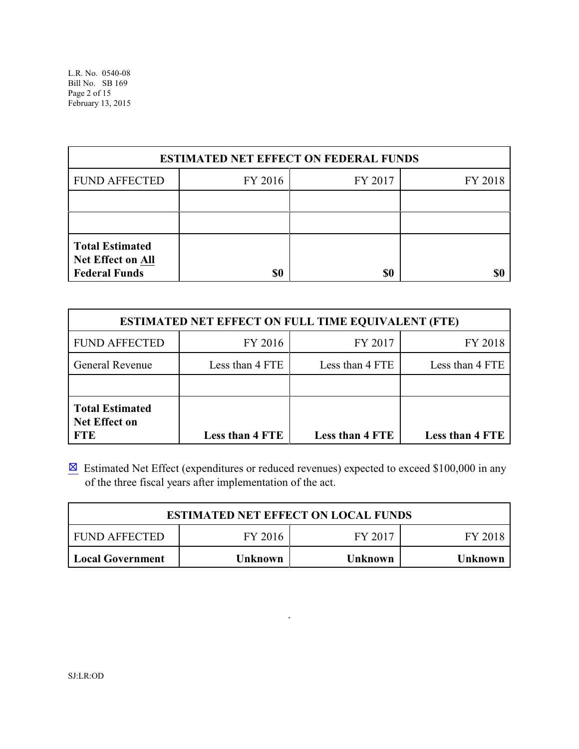| ESTIMATED NET EFFECT ON FEDERAL FUNDS | | | |
|---|---|---|---|
| FUND AFFECTED | FY 2016 | FY 2017 | FY 2018 |
| | | | |
| | | | |
| **Total Estimated Net Effect on All Federal Funds** | **$0** | **$0** | **$0** |

| ESTIMATED NET EFFECT ON FULL TIME EQUIVALENT (FTE) | | | |
|---|---|---|---|
| FUND AFFECTED | FY 2016 | FY 2017 | FY 2018 |
| General Revenue | Less than 4 FTE | Less than 4 FTE | Less than 4 FTE |
| | | | |
| **Total Estimated Net Effect on FTE** | **Less than 4 FTE** | **Less than 4 FTE** | **Less than 4 FTE** |

☒ Estimated Net Effect (expenditures or reduced revenues) expected to exceed $100,000 in any of the three fiscal years after implementation of the act.

| ESTIMATED NET EFFECT ON LOCAL FUNDS | | | |
|---|---|---|---|
| FUND AFFECTED | FY 2016 | FY 2017 | FY 2018 |
| **Local Government** | **Unknown** | **Unknown** | **Unknown** |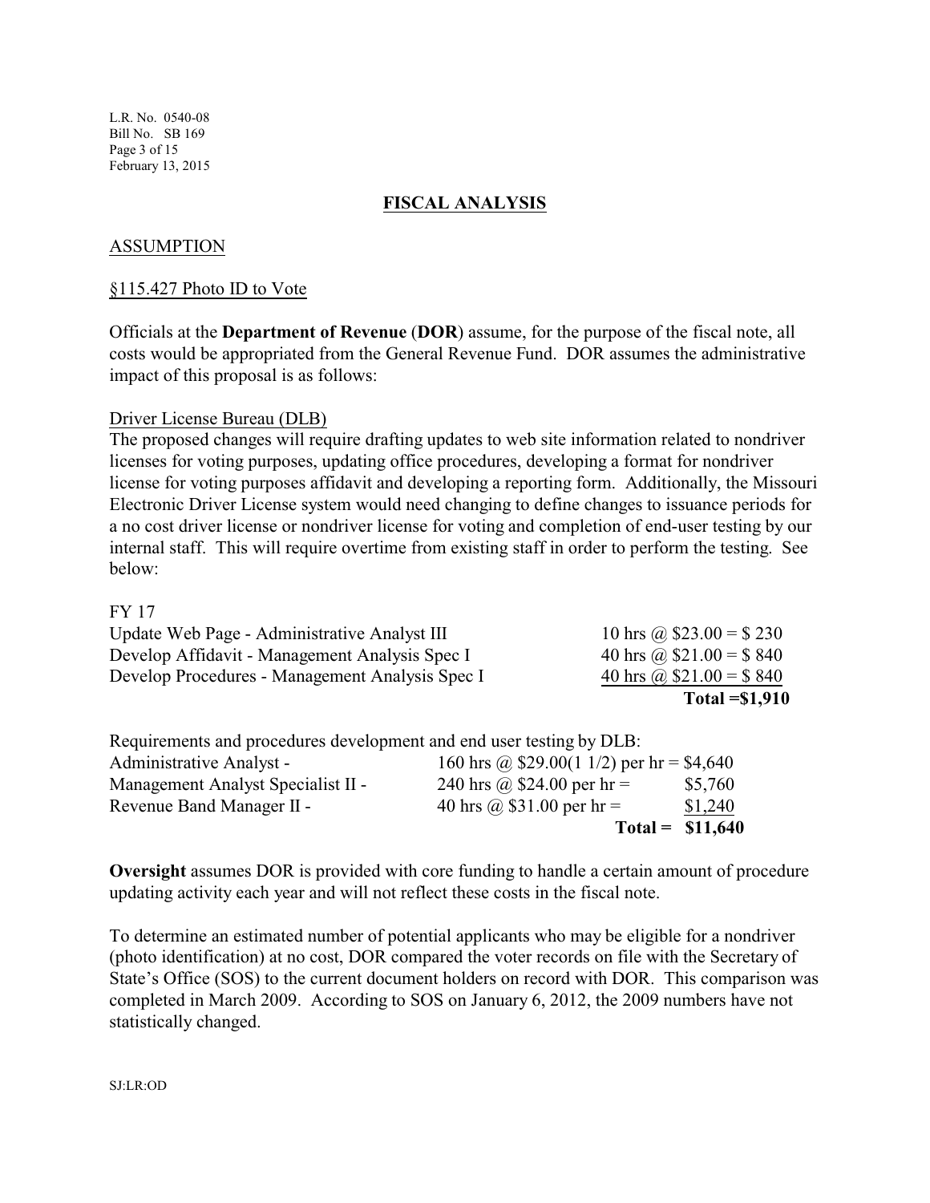## FISCAL ANALYSIS

### ASSUMPTION

§115.427 Photo ID to Vote

Officials at the **Department of Revenue** (**DOR**) assume, for the purpose of the fiscal note, all costs would be appropriated from the General Revenue Fund. DOR assumes the administrative impact of this proposal is as follows:

Driver License Bureau (DLB)

The proposed changes will require drafting updates to web site information related to nondriver licenses for voting purposes, updating office procedures, developing a format for nondriver license for voting purposes affidavit and developing a reporting form. Additionally, the Missouri Electronic Driver License system would need changing to define changes to issuance periods for a no cost driver license or nondriver license for voting and completion of end-user testing by our internal staff. This will require overtime from existing staff in order to perform the testing. See below:

FY 17

| | |
|---|---|
| Update Web Page - Administrative Analyst III | 10 hrs @ $23.00 = $ 230 |
| Develop Affidavit - Management Analysis Spec I | 40 hrs @ $21.00 = $ 840 |
| Develop Procedures - Management Analysis Spec I | 40 hrs @ $21.00 = $ 840 |
| | **Total =$1,910** |

Requirements and procedures development and end user testing by DLB:

| | | |
|---|---|---|
| Administrative Analyst - | 160 hrs @ $29.00(1 1/2) per hr = | $4,640 |
| Management Analyst Specialist II - | 240 hrs @ $24.00 per hr = | $5,760 |
| Revenue Band Manager II - | 40 hrs @ $31.00 per hr = | $1,240 |
| | **Total =** | **$11,640** |

**Oversight** assumes DOR is provided with core funding to handle a certain amount of procedure updating activity each year and will not reflect these costs in the fiscal note.

To determine an estimated number of potential applicants who may be eligible for a nondriver (photo identification) at no cost, DOR compared the voter records on file with the Secretary of State's Office (SOS) to the current document holders on record with DOR. This comparison was completed in March 2009. According to SOS on January 6, 2012, the 2009 numbers have not statistically changed.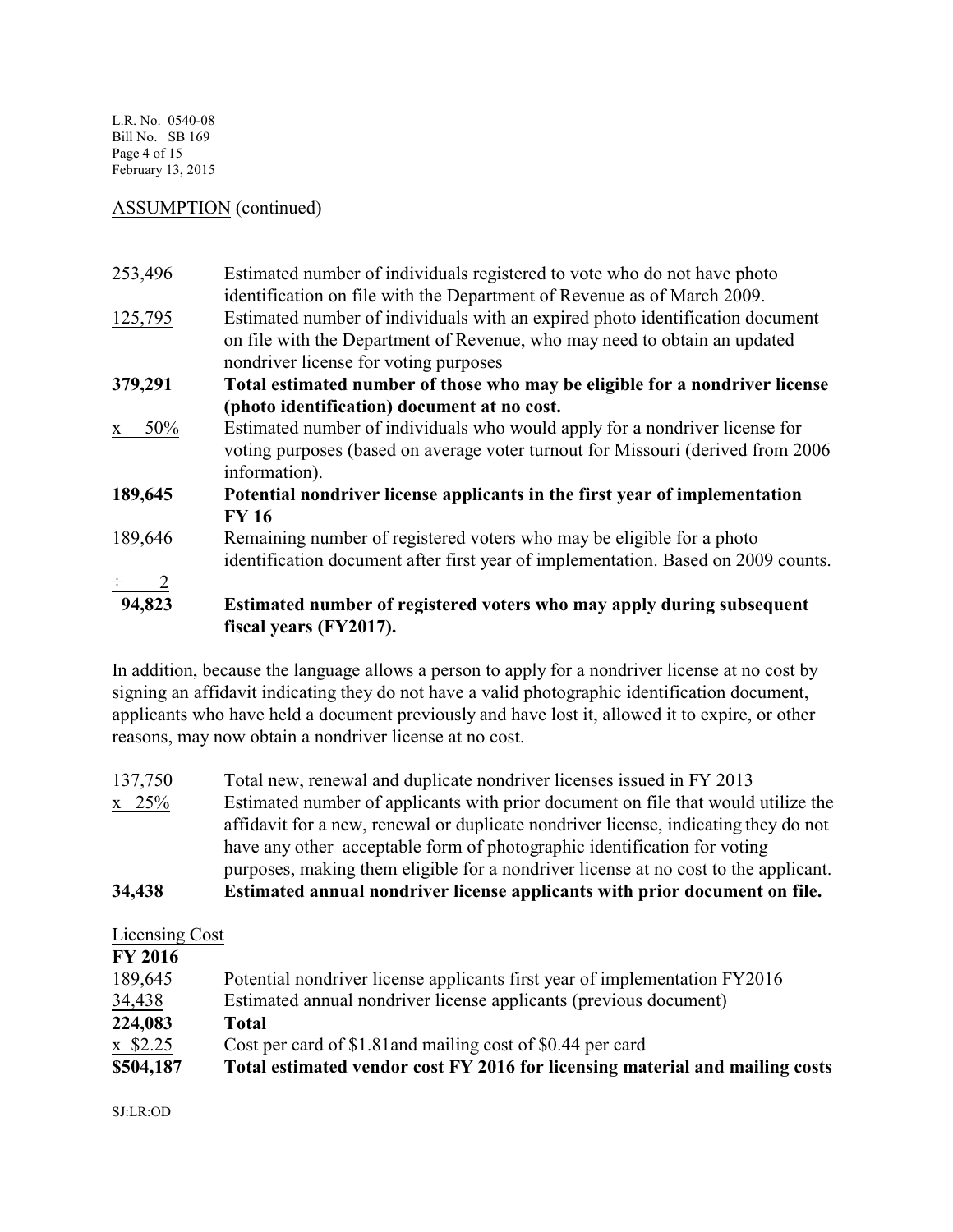ASSUMPTION (continued)

| | |
|---|---|
| 253,496 | Estimated number of individuals registered to vote who do not have photo identification on file with the Department of Revenue as of March 2009. |
| 125,795 | Estimated number of individuals with an expired photo identification document on file with the Department of Revenue, who may need to obtain an updated nondriver license for voting purposes |
| **379,291** | **Total estimated number of those who may be eligible for a nondriver license (photo identification) document at no cost.** |
| x 50% | Estimated number of individuals who would apply for a nondriver license for voting purposes (based on average voter turnout for Missouri (derived from 2006 information). |
| **189,645** | **Potential nondriver license applicants in the first year of implementation FY 16** |
| 189,646 | Remaining number of registered voters who may be eligible for a photo identification document after first year of implementation. Based on 2009 counts. |
| ÷ 2 | |
| **94,823** | **Estimated number of registered voters who may apply during subsequent fiscal years (FY2017).** |

In addition, because the language allows a person to apply for a nondriver license at no cost by signing an affidavit indicating they do not have a valid photographic identification document, applicants who have held a document previously and have lost it, allowed it to expire, or other reasons, may now obtain a nondriver license at no cost.

| | |
|---|---|
| 137,750 | Total new, renewal and duplicate nondriver licenses issued in FY 2013 |
| x 25% | Estimated number of applicants with prior document on file that would utilize the affidavit for a new, renewal or duplicate nondriver license, indicating they do not have any other acceptable form of photographic identification for voting purposes, making them eligible for a nondriver license at no cost to the applicant. |
| **34,438** | **Estimated annual nondriver license applicants with prior document on file.** |

Licensing Cost

| **FY 2016** | |
|---|---|
| 189,645 | Potential nondriver license applicants first year of implementation FY2016 |
| 34,438 | Estimated annual nondriver license applicants (previous document) |
| **224,083** | **Total** |
| x $2.25 | Cost per card of $1.81and mailing cost of $0.44 per card |
| **$504,187** | **Total estimated vendor cost FY 2016 for licensing material and mailing costs** |

SJ:LR:OD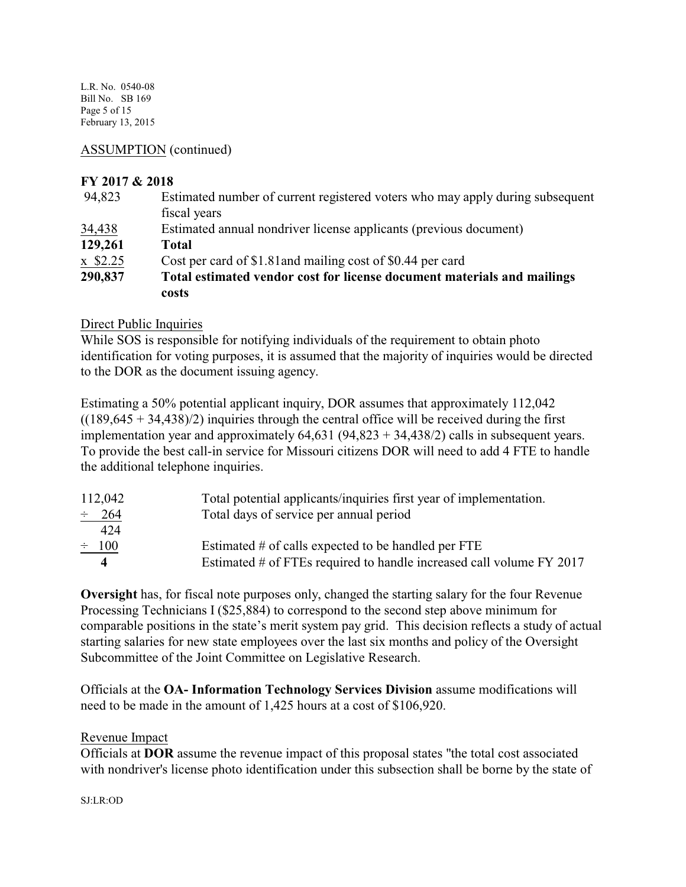ASSUMPTION (continued)

**FY 2017 & 2018**

| | |
|---|---|
| 94,823 | Estimated number of current registered voters who may apply during subsequent fiscal years |
| 34,438 | Estimated annual nondriver license applicants (previous document) |
| **129,261** | **Total** |
| x $2.25 | Cost per card of $1.81and mailing cost of $0.44 per card |
| **290,837** | **Total estimated vendor cost for license document materials and mailings costs** |

Direct Public Inquiries

While SOS is responsible for notifying individuals of the requirement to obtain photo identification for voting purposes, it is assumed that the majority of inquiries would be directed to the DOR as the document issuing agency.

Estimating a 50% potential applicant inquiry, DOR assumes that approximately 112,042 ((189,645 + 34,438)/2) inquiries through the central office will be received during the first implementation year and approximately 64,631 (94,823 + 34,438/2) calls in subsequent years. To provide the best call-in service for Missouri citizens DOR will need to add 4 FTE to handle the additional telephone inquiries.

| | |
|---|---|
| 112,042 | Total potential applicants/inquiries first year of implementation. |
| ÷ 264 | Total days of service per annual period |
| 424 | |
| ÷ 100 | Estimated # of calls expected to be handled per FTE |
| **4** | Estimated # of FTEs required to handle increased call volume FY 2017 |

**Oversight** has, for fiscal note purposes only, changed the starting salary for the four Revenue Processing Technicians I ($25,884) to correspond to the second step above minimum for comparable positions in the state's merit system pay grid. This decision reflects a study of actual starting salaries for new state employees over the last six months and policy of the Oversight Subcommittee of the Joint Committee on Legislative Research.

Officials at the **OA- Information Technology Services Division** assume modifications will need to be made in the amount of 1,425 hours at a cost of $106,920.

Revenue Impact

Officials at **DOR** assume the revenue impact of this proposal states "the total cost associated with nondriver's license photo identification under this subsection shall be borne by the state of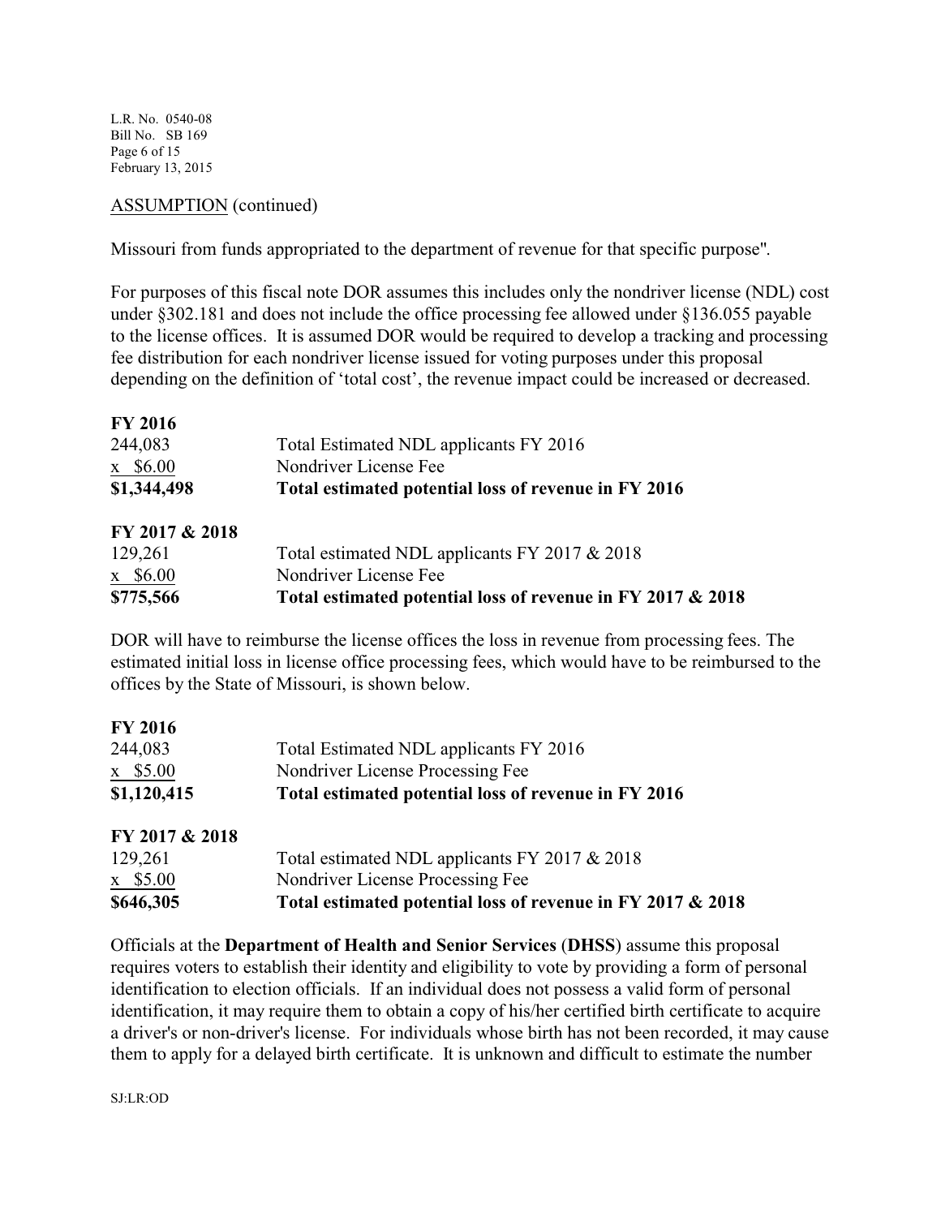ASSUMPTION (continued)

Missouri from funds appropriated to the department of revenue for that specific purpose".

For purposes of this fiscal note DOR assumes this includes only the nondriver license (NDL) cost under §302.181 and does not include the office processing fee allowed under §136.055 payable to the license offices. It is assumed DOR would be required to develop a tracking and processing fee distribution for each nondriver license issued for voting purposes under this proposal depending on the definition of 'total cost', the revenue impact could be increased or decreased.

| **FY 2016** | |
|---|---|
| 244,083 | Total Estimated NDL applicants FY 2016 |
| x $6.00 | Nondriver License Fee |
| **$1,344,498** | **Total estimated potential loss of revenue in FY 2016** |

| **FY 2017 & 2018** | |
|---|---|
| 129,261 | Total estimated NDL applicants FY 2017 & 2018 |
| x $6.00 | Nondriver License Fee |
| **$775,566** | **Total estimated potential loss of revenue in FY 2017 & 2018** |

DOR will have to reimburse the license offices the loss in revenue from processing fees. The estimated initial loss in license office processing fees, which would have to be reimbursed to the offices by the State of Missouri, is shown below.

| **FY 2016** | |
|---|---|
| 244,083 | Total Estimated NDL applicants FY 2016 |
| x $5.00 | Nondriver License Processing Fee |
| **$1,120,415** | **Total estimated potential loss of revenue in FY 2016** |

| **FY 2017 & 2018** | |
|---|---|
| 129,261 | Total estimated NDL applicants FY 2017 & 2018 |
| x $5.00 | Nondriver License Processing Fee |
| **$646,305** | **Total estimated potential loss of revenue in FY 2017 & 2018** |

Officials at the **Department of Health and Senior Services** (**DHSS**) assume this proposal requires voters to establish their identity and eligibility to vote by providing a form of personal identification to election officials. If an individual does not possess a valid form of personal identification, it may require them to obtain a copy of his/her certified birth certificate to acquire a driver's or non-driver's license. For individuals whose birth has not been recorded, it may cause them to apply for a delayed birth certificate. It is unknown and difficult to estimate the number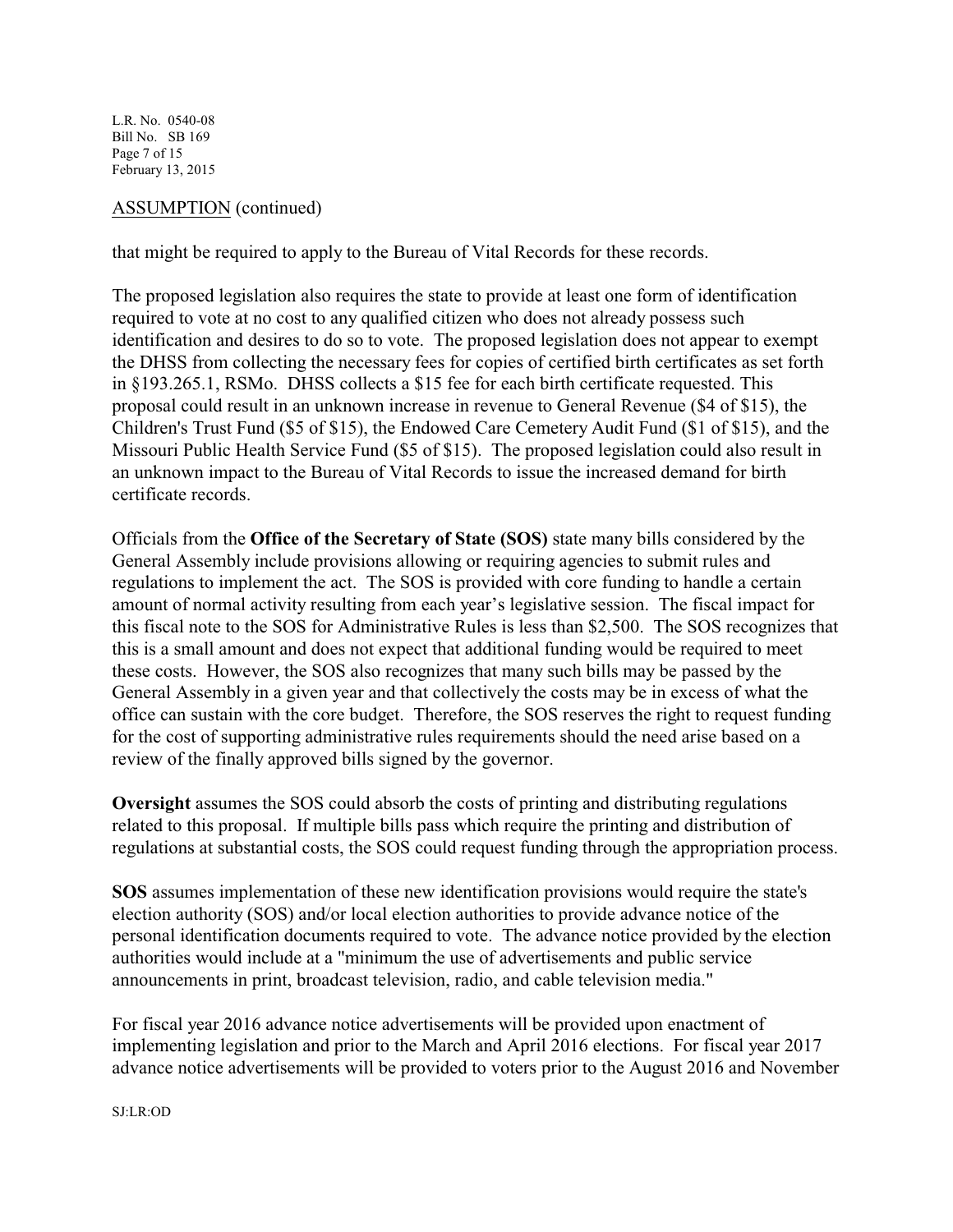ASSUMPTION (continued)

that might be required to apply to the Bureau of Vital Records for these records.

The proposed legislation also requires the state to provide at least one form of identification required to vote at no cost to any qualified citizen who does not already possess such identification and desires to do so to vote. The proposed legislation does not appear to exempt the DHSS from collecting the necessary fees for copies of certified birth certificates as set forth in §193.265.1, RSMo. DHSS collects a $15 fee for each birth certificate requested. This proposal could result in an unknown increase in revenue to General Revenue ($4 of $15), the Children's Trust Fund ($5 of $15), the Endowed Care Cemetery Audit Fund ($1 of $15), and the Missouri Public Health Service Fund ($5 of $15). The proposed legislation could also result in an unknown impact to the Bureau of Vital Records to issue the increased demand for birth certificate records.

Officials from the **Office of the Secretary of State (SOS)** state many bills considered by the General Assembly include provisions allowing or requiring agencies to submit rules and regulations to implement the act. The SOS is provided with core funding to handle a certain amount of normal activity resulting from each year's legislative session. The fiscal impact for this fiscal note to the SOS for Administrative Rules is less than $2,500. The SOS recognizes that this is a small amount and does not expect that additional funding would be required to meet these costs. However, the SOS also recognizes that many such bills may be passed by the General Assembly in a given year and that collectively the costs may be in excess of what the office can sustain with the core budget. Therefore, the SOS reserves the right to request funding for the cost of supporting administrative rules requirements should the need arise based on a review of the finally approved bills signed by the governor.

**Oversight** assumes the SOS could absorb the costs of printing and distributing regulations related to this proposal. If multiple bills pass which require the printing and distribution of regulations at substantial costs, the SOS could request funding through the appropriation process.

**SOS** assumes implementation of these new identification provisions would require the state's election authority (SOS) and/or local election authorities to provide advance notice of the personal identification documents required to vote. The advance notice provided by the election authorities would include at a "minimum the use of advertisements and public service announcements in print, broadcast television, radio, and cable television media."

For fiscal year 2016 advance notice advertisements will be provided upon enactment of implementing legislation and prior to the March and April 2016 elections. For fiscal year 2017 advance notice advertisements will be provided to voters prior to the August 2016 and November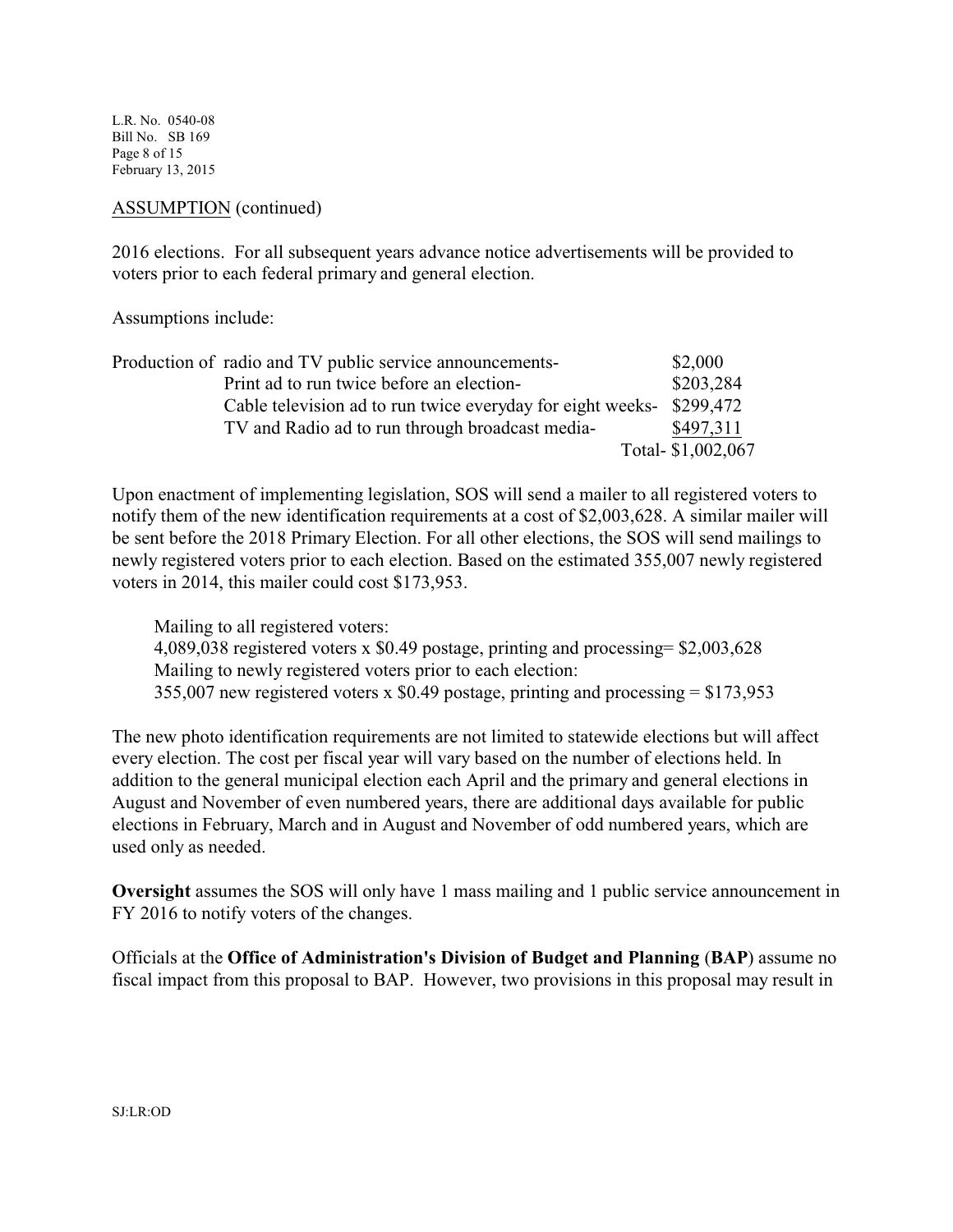ASSUMPTION (continued)

2016 elections. For all subsequent years advance notice advertisements will be provided to voters prior to each federal primary and general election.

Assumptions include:

| | | |
|---|---|---|
| Production of | radio and TV public service announcements- | $2,000 |
| | Print ad to run twice before an election- | $203,284 |
| | Cable television ad to run twice everyday for eight weeks- | $299,472 |
| | TV and Radio ad to run through broadcast media- | $497,311 |
| | | Total- $1,002,067 |

Upon enactment of implementing legislation, SOS will send a mailer to all registered voters to notify them of the new identification requirements at a cost of $2,003,628. A similar mailer will be sent before the 2018 Primary Election. For all other elections, the SOS will send mailings to newly registered voters prior to each election. Based on the estimated 355,007 newly registered voters in 2014, this mailer could cost $173,953.

> Mailing to all registered voters:
> 4,089,038 registered voters x $0.49 postage, printing and processing= $2,003,628
> Mailing to newly registered voters prior to each election:
> 355,007 new registered voters x $0.49 postage, printing and processing = $173,953

The new photo identification requirements are not limited to statewide elections but will affect every election. The cost per fiscal year will vary based on the number of elections held. In addition to the general municipal election each April and the primary and general elections in August and November of even numbered years, there are additional days available for public elections in February, March and in August and November of odd numbered years, which are used only as needed.

**Oversight** assumes the SOS will only have 1 mass mailing and 1 public service announcement in FY 2016 to notify voters of the changes.

Officials at the **Office of Administration's Division of Budget and Planning** (**BAP**) assume no fiscal impact from this proposal to BAP. However, two provisions in this proposal may result in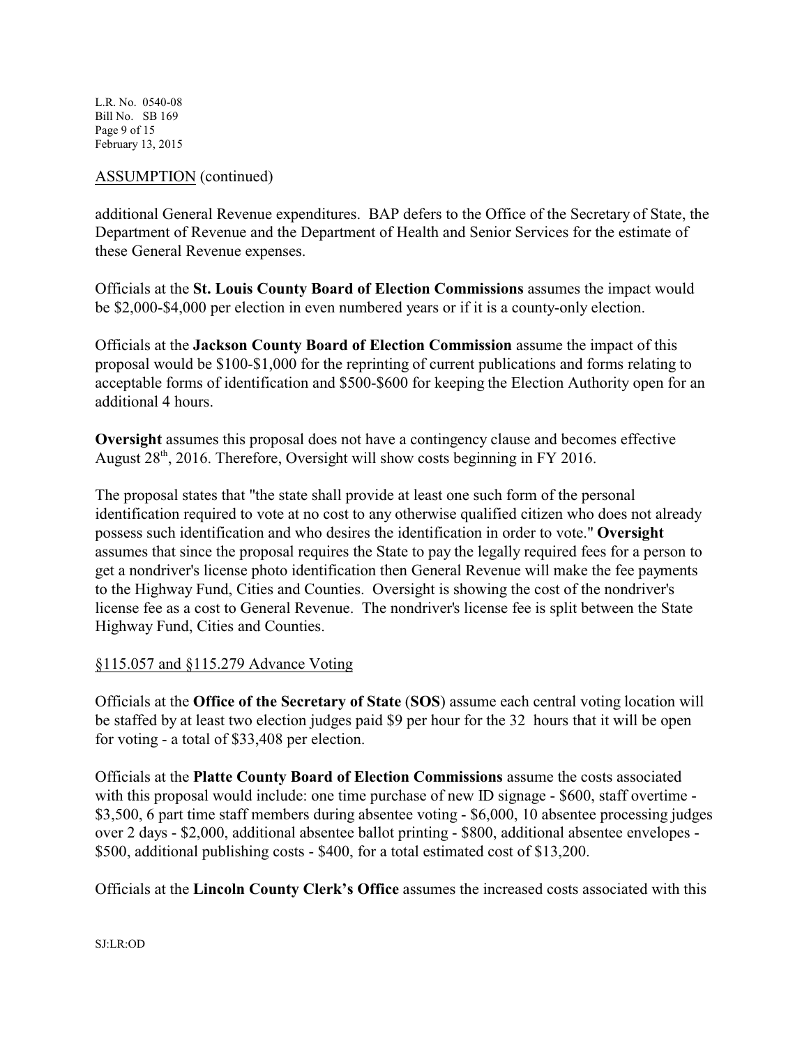ASSUMPTION (continued)

additional General Revenue expenditures. BAP defers to the Office of the Secretary of State, the Department of Revenue and the Department of Health and Senior Services for the estimate of these General Revenue expenses.

Officials at the **St. Louis County Board of Election Commissions** assumes the impact would be $2,000-$4,000 per election in even numbered years or if it is a county-only election.

Officials at the **Jackson County Board of Election Commission** assume the impact of this proposal would be $100-$1,000 for the reprinting of current publications and forms relating to acceptable forms of identification and $500-$600 for keeping the Election Authority open for an additional 4 hours.

**Oversight** assumes this proposal does not have a contingency clause and becomes effective August 28th, 2016. Therefore, Oversight will show costs beginning in FY 2016.

The proposal states that "the state shall provide at least one such form of the personal identification required to vote at no cost to any otherwise qualified citizen who does not already possess such identification and who desires the identification in order to vote." **Oversight** assumes that since the proposal requires the State to pay the legally required fees for a person to get a nondriver's license photo identification then General Revenue will make the fee payments to the Highway Fund, Cities and Counties. Oversight is showing the cost of the nondriver's license fee as a cost to General Revenue. The nondriver's license fee is split between the State Highway Fund, Cities and Counties.

§115.057 and §115.279 Advance Voting

Officials at the **Office of the Secretary of State** (**SOS**) assume each central voting location will be staffed by at least two election judges paid $9 per hour for the 32 hours that it will be open for voting - a total of $33,408 per election.

Officials at the **Platte County Board of Election Commissions** assume the costs associated with this proposal would include: one time purchase of new ID signage - $600, staff overtime - $3,500, 6 part time staff members during absentee voting - $6,000, 10 absentee processing judges over 2 days - $2,000, additional absentee ballot printing - $800, additional absentee envelopes - $500, additional publishing costs - $400, for a total estimated cost of $13,200.

Officials at the **Lincoln County Clerk's Office** assumes the increased costs associated with this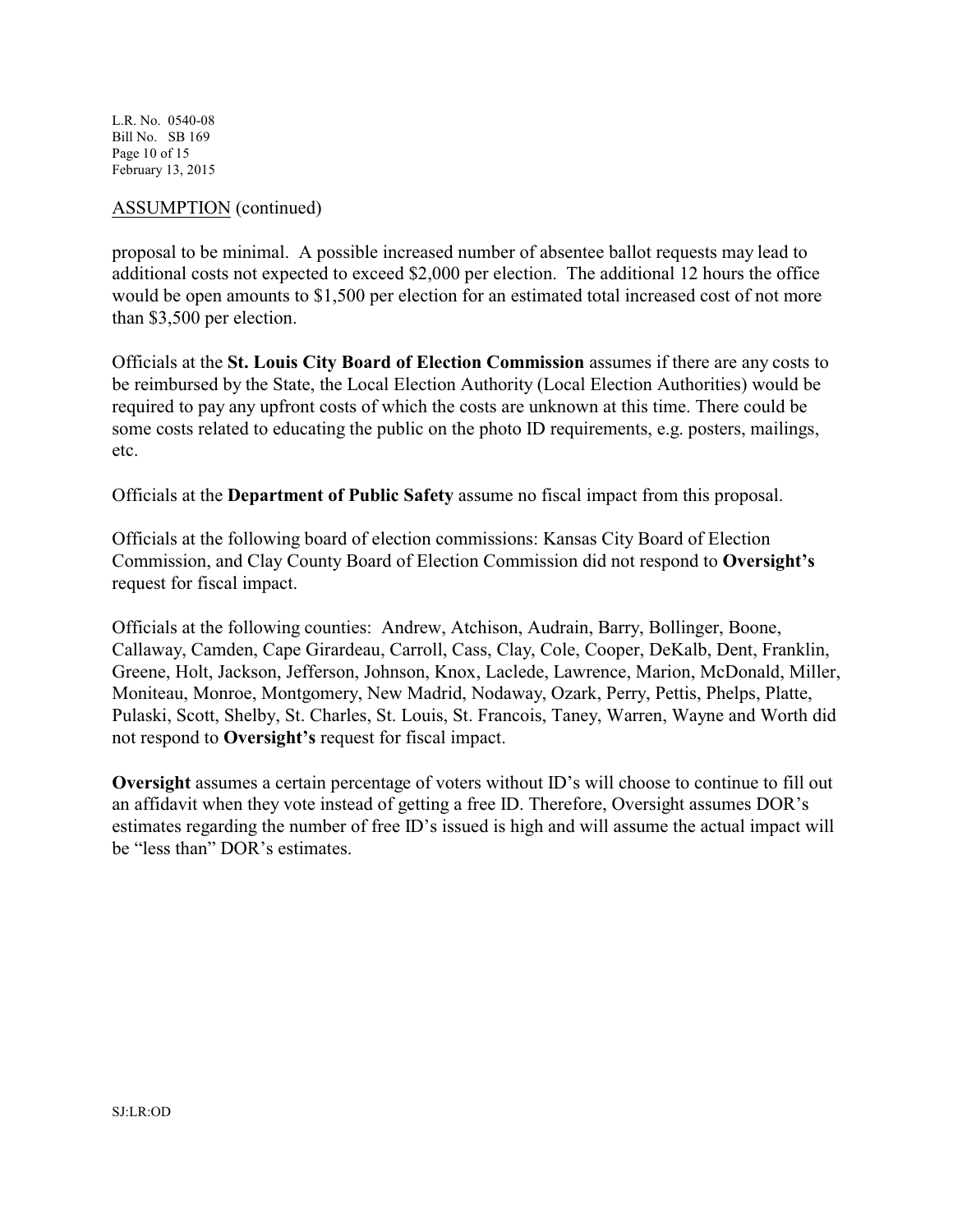ASSUMPTION (continued)

proposal to be minimal. A possible increased number of absentee ballot requests may lead to additional costs not expected to exceed $2,000 per election. The additional 12 hours the office would be open amounts to $1,500 per election for an estimated total increased cost of not more than $3,500 per election.

Officials at the **St. Louis City Board of Election Commission** assumes if there are any costs to be reimbursed by the State, the Local Election Authority (Local Election Authorities) would be required to pay any upfront costs of which the costs are unknown at this time. There could be some costs related to educating the public on the photo ID requirements, e.g. posters, mailings, etc.

Officials at the **Department of Public Safety** assume no fiscal impact from this proposal.

Officials at the following board of election commissions: Kansas City Board of Election Commission, and Clay County Board of Election Commission did not respond to **Oversight's** request for fiscal impact.

Officials at the following counties: Andrew, Atchison, Audrain, Barry, Bollinger, Boone, Callaway, Camden, Cape Girardeau, Carroll, Cass, Clay, Cole, Cooper, DeKalb, Dent, Franklin, Greene, Holt, Jackson, Jefferson, Johnson, Knox, Laclede, Lawrence, Marion, McDonald, Miller, Moniteau, Monroe, Montgomery, New Madrid, Nodaway, Ozark, Perry, Pettis, Phelps, Platte, Pulaski, Scott, Shelby, St. Charles, St. Louis, St. Francois, Taney, Warren, Wayne and Worth did not respond to **Oversight's** request for fiscal impact.

**Oversight** assumes a certain percentage of voters without ID's will choose to continue to fill out an affidavit when they vote instead of getting a free ID. Therefore, Oversight assumes DOR's estimates regarding the number of free ID's issued is high and will assume the actual impact will be "less than" DOR's estimates.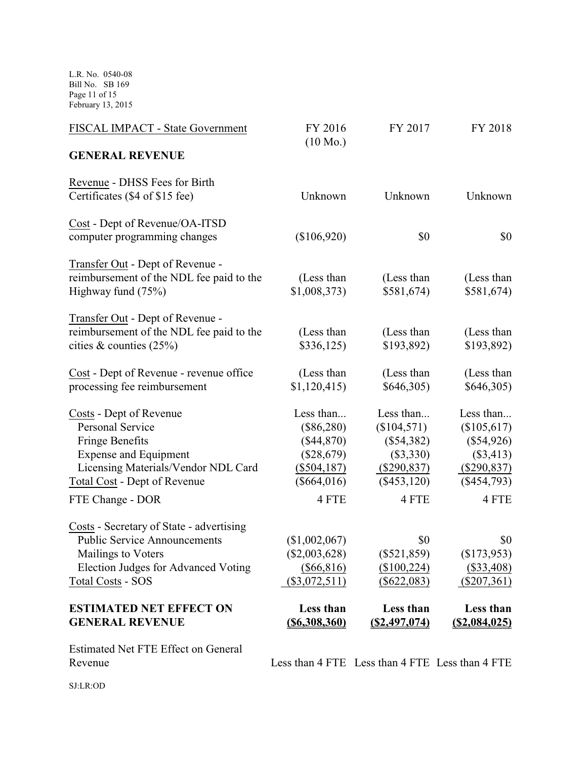| FISCAL IMPACT - State Government | FY 2016 (10 Mo.) | FY 2017 | FY 2018 |
|---|---|---|---|
| **GENERAL REVENUE** | | | |
| Revenue - DHSS Fees for Birth Certificates ($4 of $15 fee) | Unknown | Unknown | Unknown |
| Cost - Dept of Revenue/OA-ITSD computer programming changes | ($106,920) | $0 | $0 |
| Transfer Out - Dept of Revenue - reimbursement of the NDL fee paid to the Highway fund (75%) | (Less than $1,008,373) | (Less than $581,674) | (Less than $581,674) |
| Transfer Out - Dept of Revenue - reimbursement of the NDL fee paid to the cities & counties (25%) | (Less than $336,125) | (Less than $193,892) | (Less than $193,892) |
| Cost - Dept of Revenue - revenue office processing fee reimbursement | (Less than $1,120,415) | (Less than $646,305) | (Less than $646,305) |
| Costs - Dept of Revenue | Less than... | Less than... | Less than... |
| Personal Service | ($86,280) | ($104,571) | ($105,617) |
| Fringe Benefits | ($44,870) | ($54,382) | ($54,926) |
| Expense and Equipment | ($28,679) | ($3,330) | ($3,413) |
| Licensing Materials/Vendor NDL Card | ($504,187) | ($290,837) | ($290,837) |
| Total Cost - Dept of Revenue | ($664,016) | ($453,120) | ($454,793) |
| FTE Change - DOR | 4 FTE | 4 FTE | 4 FTE |
| Costs - Secretary of State - advertising | | | |
| Public Service Announcements | ($1,002,067) | $0 | $0 |
| Mailings to Voters | ($2,003,628) | ($521,859) | ($173,953) |
| Election Judges for Advanced Voting | ($66,816) | ($100,224) | ($33,408) |
| Total Costs - SOS | ($3,072,511) | ($622,083) | ($207,361) |
| **ESTIMATED NET EFFECT ON GENERAL REVENUE** | **Less than ($6,308,360)** | **Less than ($2,497,074)** | **Less than ($2,084,025)** |
| Estimated Net FTE Effect on General Revenue | Less than 4 FTE | Less than 4 FTE | Less than 4 FTE |

SJ:LR:OD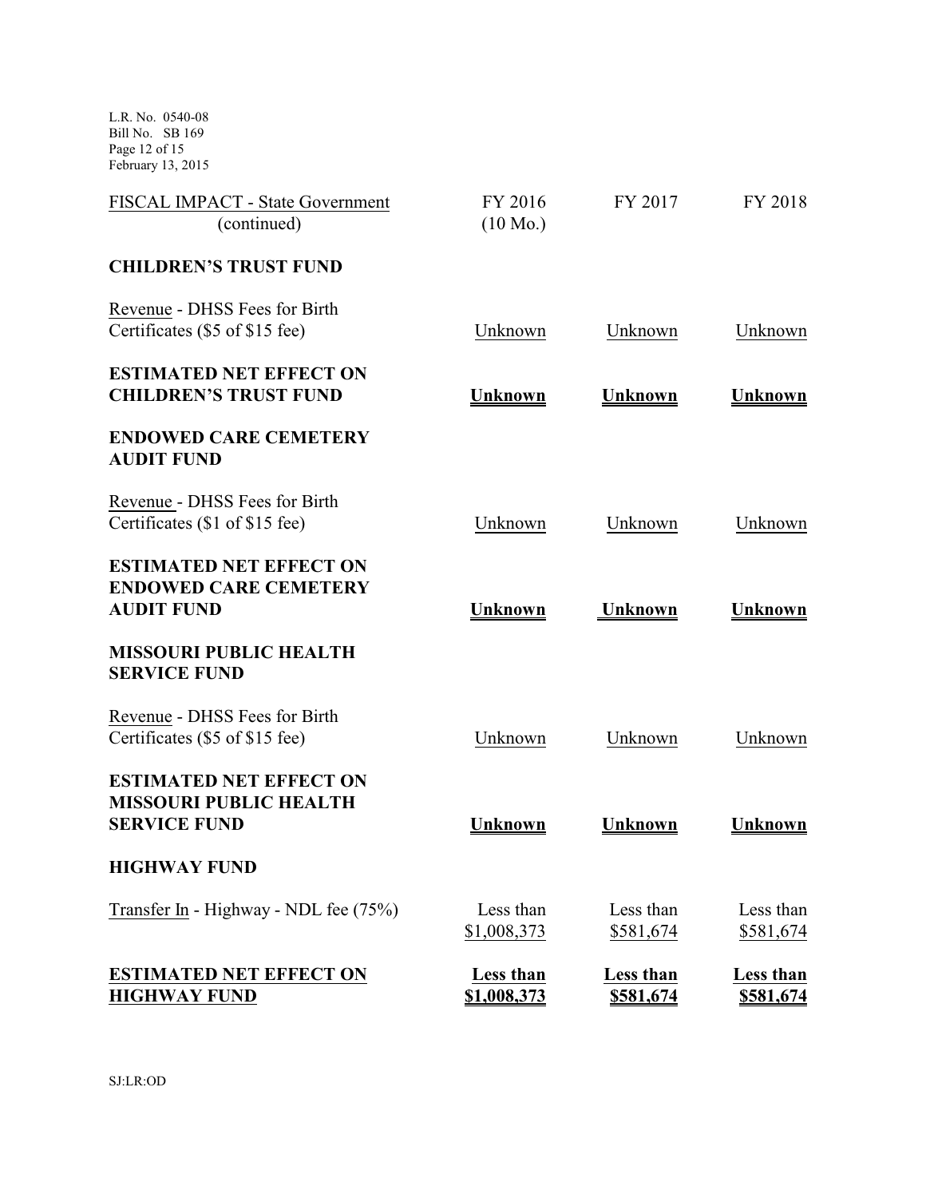| FISCAL IMPACT - State Government (continued) | FY 2016 (10 Mo.) | FY 2017 | FY 2018 |
|---|---|---|---|
| **CHILDREN'S TRUST FUND** | | | |
| Revenue - DHSS Fees for Birth Certificates ($5 of $15 fee) | Unknown | Unknown | Unknown |
| **ESTIMATED NET EFFECT ON CHILDREN'S TRUST FUND** | **Unknown** | **Unknown** | **Unknown** |
| **ENDOWED CARE CEMETERY AUDIT FUND** | | | |
| Revenue - DHSS Fees for Birth Certificates ($1 of $15 fee) | Unknown | Unknown | Unknown |
| **ESTIMATED NET EFFECT ON ENDOWED CARE CEMETERY AUDIT FUND** | **Unknown** | **Unknown** | **Unknown** |
| **MISSOURI PUBLIC HEALTH SERVICE FUND** | | | |
| Revenue - DHSS Fees for Birth Certificates ($5 of $15 fee) | Unknown | Unknown | Unknown |
| **ESTIMATED NET EFFECT ON MISSOURI PUBLIC HEALTH SERVICE FUND** | **Unknown** | **Unknown** | **Unknown** |
| **HIGHWAY FUND** | | | |
| Transfer In - Highway - NDL fee (75%) | Less than $1,008,373 | Less than $581,674 | Less than $581,674 |
| **ESTIMATED NET EFFECT ON HIGHWAY FUND** | **Less than $1,008,373** | **Less than $581,674** | **Less than $581,674** |

SJ:LR:OD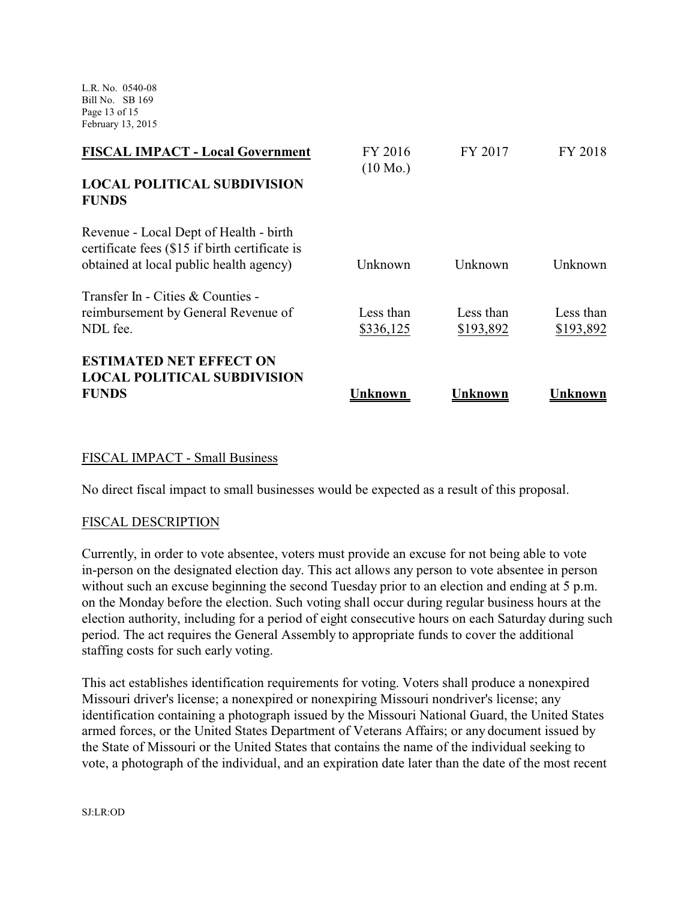| **FISCAL IMPACT - Local Government** | FY 2016 (10 Mo.) | FY 2017 | FY 2018 |
|---|---|---|---|
| **LOCAL POLITICAL SUBDIVISION FUNDS** | | | |
| Revenue - Local Dept of Health - birth certificate fees ($15 if birth certificate is obtained at local public health agency) | Unknown | Unknown | Unknown |
| Transfer In - Cities & Counties - reimbursement by General Revenue of NDL fee. | Less than $336,125 | Less than $193,892 | Less than $193,892 |
| **ESTIMATED NET EFFECT ON LOCAL POLITICAL SUBDIVISION FUNDS** | **Unknown** | **Unknown** | **Unknown** |

## FISCAL IMPACT - Small Business

No direct fiscal impact to small businesses would be expected as a result of this proposal.

## FISCAL DESCRIPTION

Currently, in order to vote absentee, voters must provide an excuse for not being able to vote in-person on the designated election day. This act allows any person to vote absentee in person without such an excuse beginning the second Tuesday prior to an election and ending at 5 p.m. on the Monday before the election. Such voting shall occur during regular business hours at the election authority, including for a period of eight consecutive hours on each Saturday during such period. The act requires the General Assembly to appropriate funds to cover the additional staffing costs for such early voting.

This act establishes identification requirements for voting. Voters shall produce a nonexpired Missouri driver's license; a nonexpired or nonexpiring Missouri nondriver's license; any identification containing a photograph issued by the Missouri National Guard, the United States armed forces, or the United States Department of Veterans Affairs; or any document issued by the State of Missouri or the United States that contains the name of the individual seeking to vote, a photograph of the individual, and an expiration date later than the date of the most recent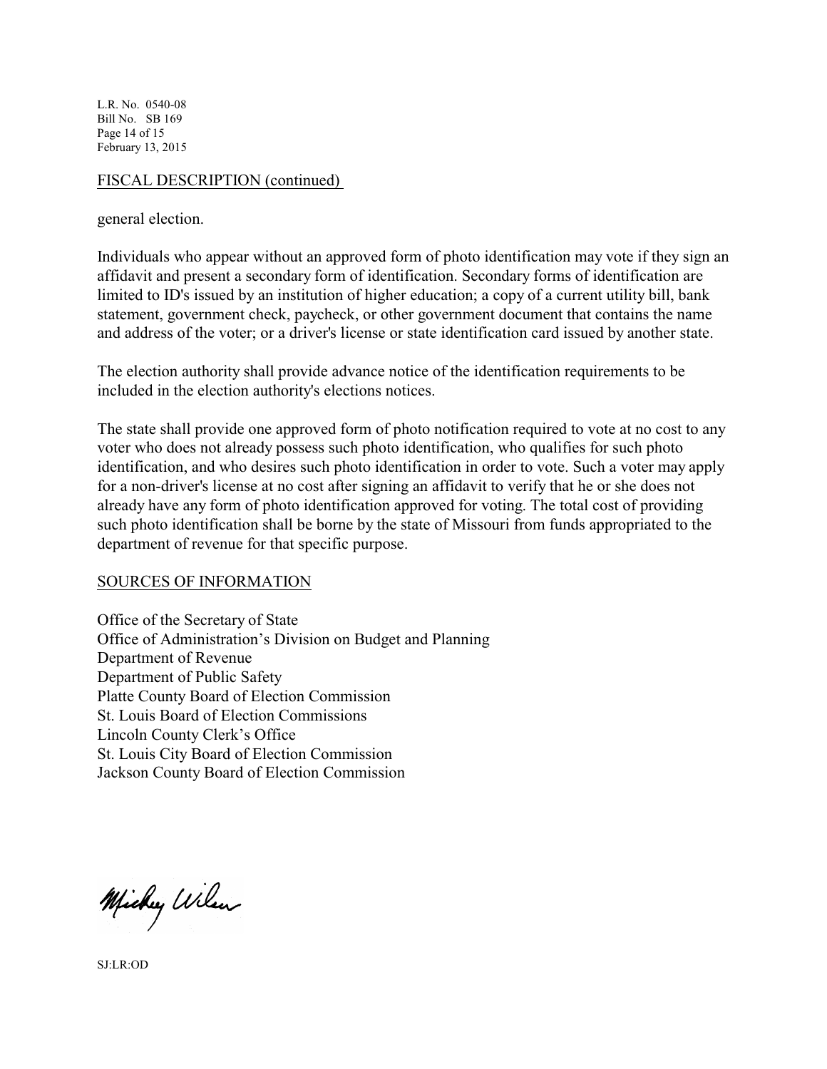FISCAL DESCRIPTION (continued)

general election.

Individuals who appear without an approved form of photo identification may vote if they sign an affidavit and present a secondary form of identification. Secondary forms of identification are limited to ID's issued by an institution of higher education; a copy of a current utility bill, bank statement, government check, paycheck, or other government document that contains the name and address of the voter; or a driver's license or state identification card issued by another state.

The election authority shall provide advance notice of the identification requirements to be included in the election authority's elections notices.

The state shall provide one approved form of photo notification required to vote at no cost to any voter who does not already possess such photo identification, who qualifies for such photo identification, and who desires such photo identification in order to vote. Such a voter may apply for a non-driver's license at no cost after signing an affidavit to verify that he or she does not already have any form of photo identification approved for voting. The total cost of providing such photo identification shall be borne by the state of Missouri from funds appropriated to the department of revenue for that specific purpose.

SOURCES OF INFORMATION

Office of the Secretary of State
Office of Administration's Division on Budget and Planning
Department of Revenue
Department of Public Safety
Platte County Board of Election Commission
St. Louis Board of Election Commissions
Lincoln County Clerk's Office
St. Louis City Board of Election Commission
Jackson County Board of Election Commission

Mickey Wilson

SJ:LR:OD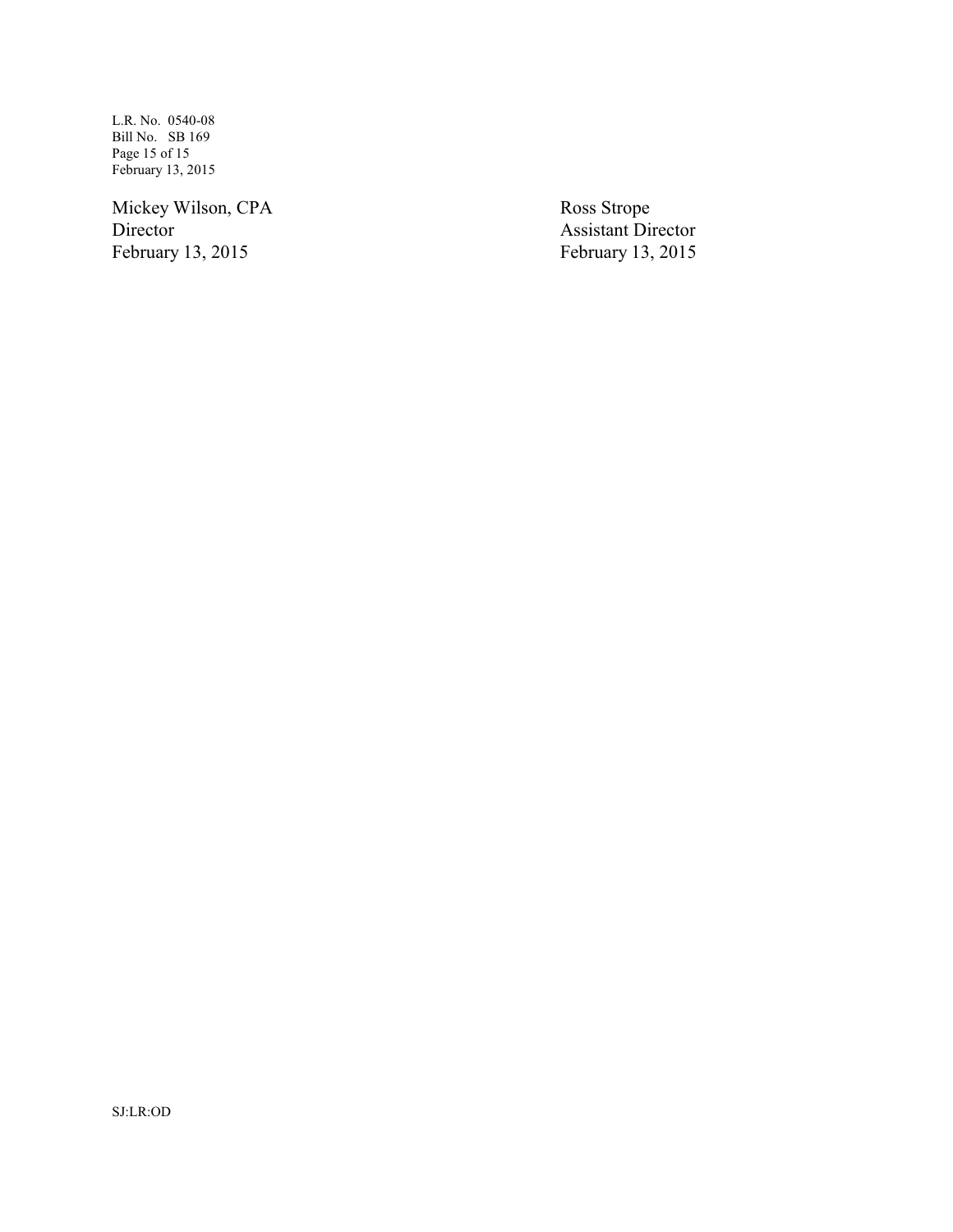Mickey Wilson, CPA
Director
February 13, 2015

Ross Strope
Assistant Director
February 13, 2015

SJ:LR:OD